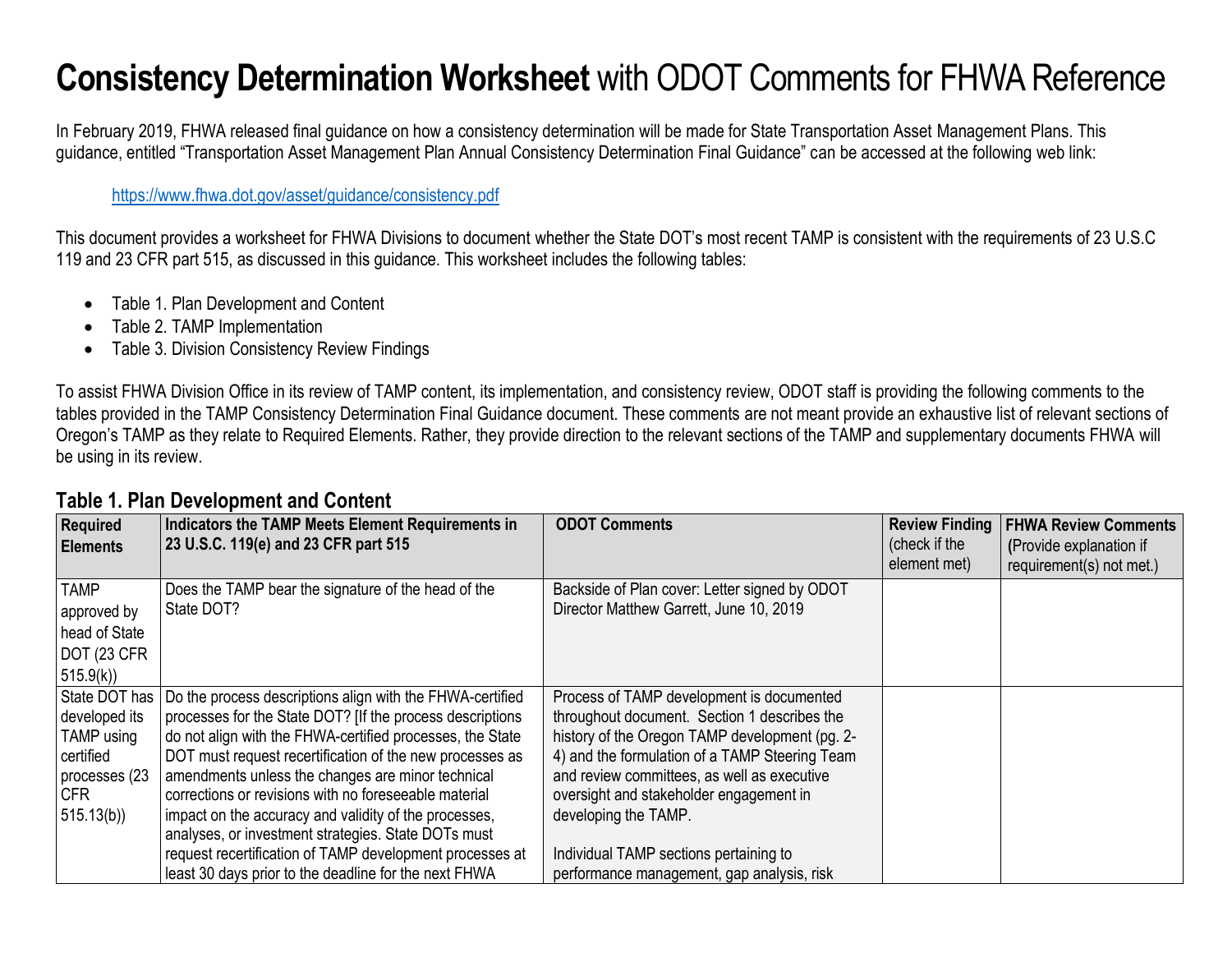# **Consistency Determination Worksheet** with ODOT Comments for FHWA Reference

In February 2019, FHWA released final guidance on how a consistency determination will be made for State Transportation Asset Management Plans. This guidance, entitled "Transportation Asset Management Plan Annual Consistency Determination Final Guidance" can be accessed at the following web link:

https://www.fhwa.dot.gov/asset/guidance/consistency.pdf

This document provides a worksheet for FHWA Divisions to document whether the State DOT's most recent TAMP is consistent with the requirements of 23 U.S.C 119 and 23 CFR part 515, as discussed in this guidance. This worksheet includes the following tables:

- Table 1. Plan Development and Content
- Table 2. TAMP Implementation
- Table 3. Division Consistency Review Findings

To assist FHWA Division Office in its review of TAMP content, its implementation, and consistency review, ODOT staff is providing the following comments to the tables provided in the TAMP Consistency Determination Final Guidance document. These comments are not meant provide an exhaustive list of relevant sections of Oregon's TAMP as they relate to Required Elements. Rather, they provide direction to the relevant sections of the TAMP and supplementary documents FHWA will be using in its review.

## Table 1. Plan Development and Content

| **Required Elements** | **Indicators the TAMP Meets Element Requirements in 23 U.S.C. 119(e) and 23 CFR part 515** | **ODOT Comments** | **Review Finding** (check if the element met) | **FHWA Review Comments** (Provide explanation if requirement(s) not met.) |
|---|---|---|---|---|
| TAMP approved by head of State DOT (23 CFR 515.9(k)) | Does the TAMP bear the signature of the head of the State DOT? | Backside of Plan cover: Letter signed by ODOT Director Matthew Garrett, June 10, 2019 | | |
| State DOT has developed its TAMP using certified processes (23 CFR 515.13(b)) | Do the process descriptions align with the FHWA-certified processes for the State DOT? [If the process descriptions do not align with the FHWA-certified processes, the State DOT must request recertification of the new processes as amendments unless the changes are minor technical corrections or revisions with no foreseeable material impact on the accuracy and validity of the processes, analyses, or investment strategies. State DOTs must request recertification of TAMP development processes at least 30 days prior to the deadline for the next FHWA | Process of TAMP development is documented throughout document. Section 1 describes the history of the Oregon TAMP development (pg. 2-4) and the formulation of a TAMP Steering Team and review committees, as well as executive oversight and stakeholder engagement in developing the TAMP.<br><br>Individual TAMP sections pertaining to performance management, gap analysis, risk | | |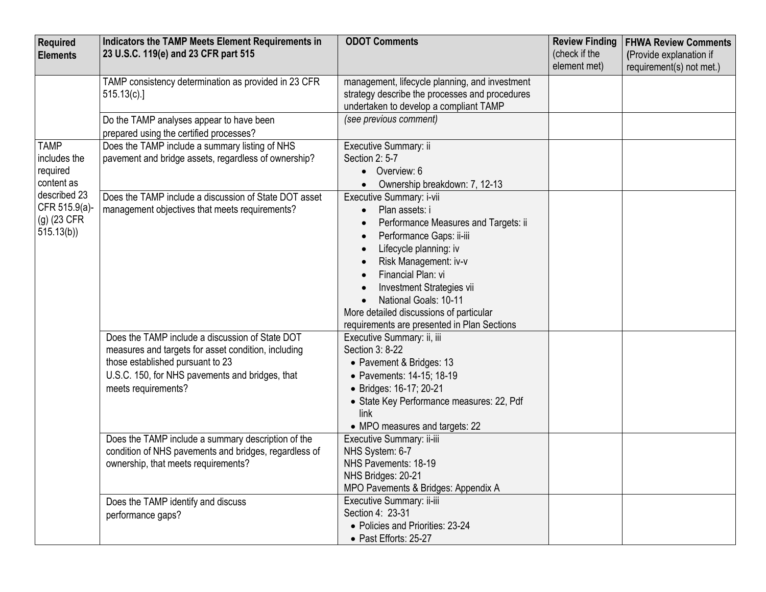| Required Elements | Indicators the TAMP Meets Element Requirements in 23 U.S.C. 119(e) and 23 CFR part 515 | ODOT Comments | Review Finding (check if the element met) | FHWA Review Comments (Provide explanation if requirement(s) not met.) |
|---|---|---|---|---|
| | TAMP consistency determination as provided in 23 CFR 515.13(c).] | management, lifecycle planning, and investment strategy describe the processes and procedures undertaken to develop a compliant TAMP | | |
| | Do the TAMP analyses appear to have been prepared using the certified processes? | *(see previous comment)* | | |
| TAMP includes the required content as described 23 CFR 515.9(a)-(g) (23 CFR 515.13(b)) | Does the TAMP include a summary listing of NHS pavement and bridge assets, regardless of ownership? | Executive Summary: ii<br>Section 2: 5-7<br>• Overview: 6<br>• Ownership breakdown: 7, 12-13 | | |
| | Does the TAMP include a discussion of State DOT asset management objectives that meets requirements? | Executive Summary: i-vii<br>• Plan assets: i<br>• Performance Measures and Targets: ii<br>• Performance Gaps: ii-iii<br>• Lifecycle planning: iv<br>• Risk Management: iv-v<br>• Financial Plan: vi<br>• Investment Strategies vii<br>• National Goals: 10-11<br>More detailed discussions of particular requirements are presented in Plan Sections | | |
| | Does the TAMP include a discussion of State DOT measures and targets for asset condition, including those established pursuant to 23 U.S.C. 150, for NHS pavements and bridges, that meets requirements? | Executive Summary: ii, iii<br>Section 3: 8-22<br>• Pavement & Bridges: 13<br>• Pavements: 14-15; 18-19<br>• Bridges: 16-17; 20-21<br>• State Key Performance measures: 22, Pdf link<br>• MPO measures and targets: 22 | | |
| | Does the TAMP include a summary description of the condition of NHS pavements and bridges, regardless of ownership, that meets requirements? | Executive Summary: ii-iii<br>NHS System: 6-7<br>NHS Pavements: 18-19<br>NHS Bridges: 20-21<br>MPO Pavements & Bridges: Appendix A | | |
| | Does the TAMP identify and discuss performance gaps? | Executive Summary: ii-iii<br>Section 4: 23-31<br>• Policies and Priorities: 23-24<br>• Past Efforts: 25-27 | | |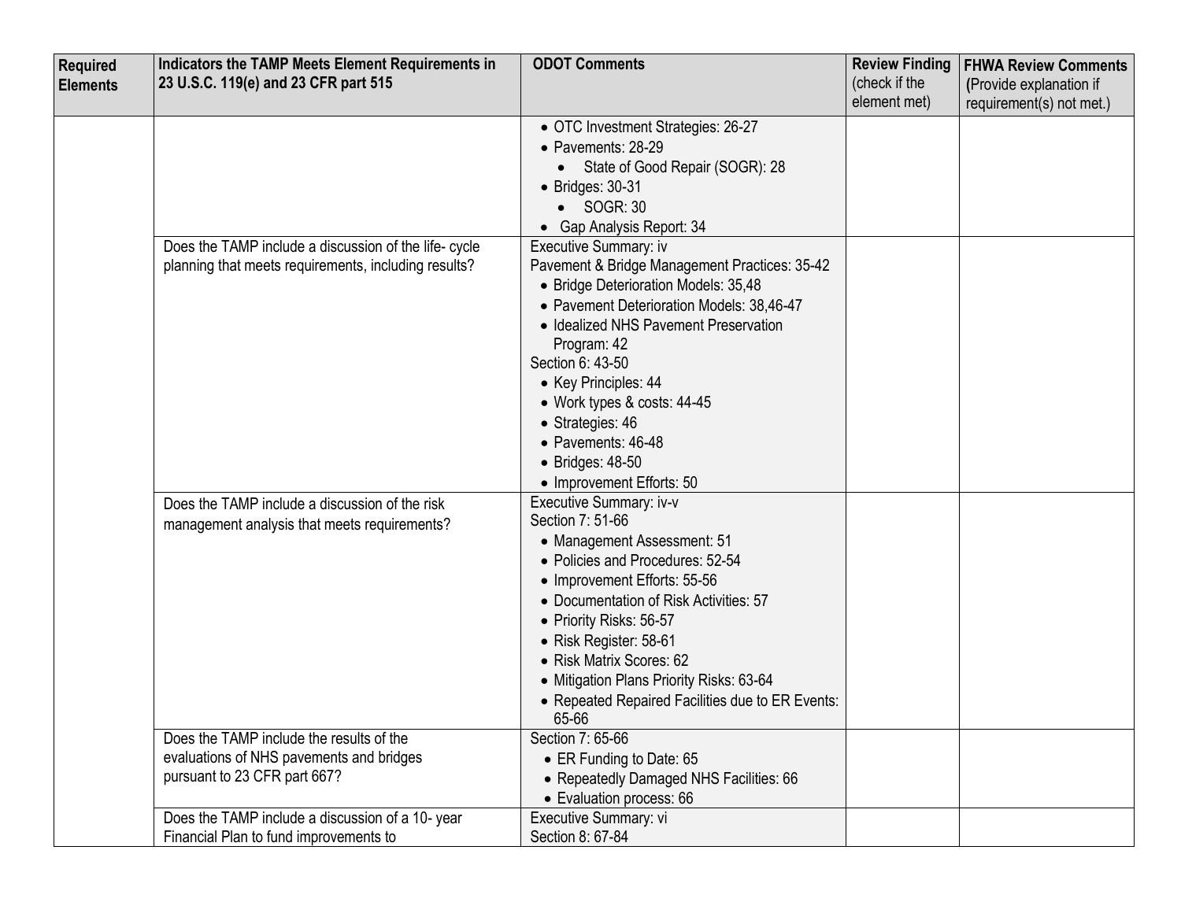| Required Elements | Indicators the TAMP Meets Element Requirements in 23 U.S.C. 119(e) and 23 CFR part 515 | ODOT Comments | Review Finding (check if the element met) | FHWA Review Comments (Provide explanation if requirement(s) not met.) |
|---|---|---|---|---|
| | | • OTC Investment Strategies: 26-27<br>• Pavements: 28-29<br>  • State of Good Repair (SOGR): 28<br>• Bridges: 30-31<br>  • SOGR: 30<br>• Gap Analysis Report: 34 | | |
| | Does the TAMP include a discussion of the life- cycle planning that meets requirements, including results? | Executive Summary: iv<br>Pavement & Bridge Management Practices: 35-42<br>• Bridge Deterioration Models: 35,48<br>• Pavement Deterioration Models: 38,46-47<br>• Idealized NHS Pavement Preservation Program: 42<br>Section 6: 43-50<br>• Key Principles: 44<br>• Work types & costs: 44-45<br>• Strategies: 46<br>• Pavements: 46-48<br>• Bridges: 48-50<br>• Improvement Efforts: 50 | | |
| | Does the TAMP include a discussion of the risk management analysis that meets requirements? | Executive Summary: iv-v<br>Section 7: 51-66<br>• Management Assessment: 51<br>• Policies and Procedures: 52-54<br>• Improvement Efforts: 55-56<br>• Documentation of Risk Activities: 57<br>• Priority Risks: 56-57<br>• Risk Register: 58-61<br>• Risk Matrix Scores: 62<br>• Mitigation Plans Priority Risks: 63-64<br>• Repeated Repaired Facilities due to ER Events: 65-66 | | |
| | Does the TAMP include the results of the evaluations of NHS pavements and bridges pursuant to 23 CFR part 667? | Section 7: 65-66<br>• ER Funding to Date: 65<br>• Repeatedly Damaged NHS Facilities: 66<br>• Evaluation process: 66 | | |
| | Does the TAMP include a discussion of a 10- year Financial Plan to fund improvements to | Executive Summary: vi<br>Section 8: 67-84 | | |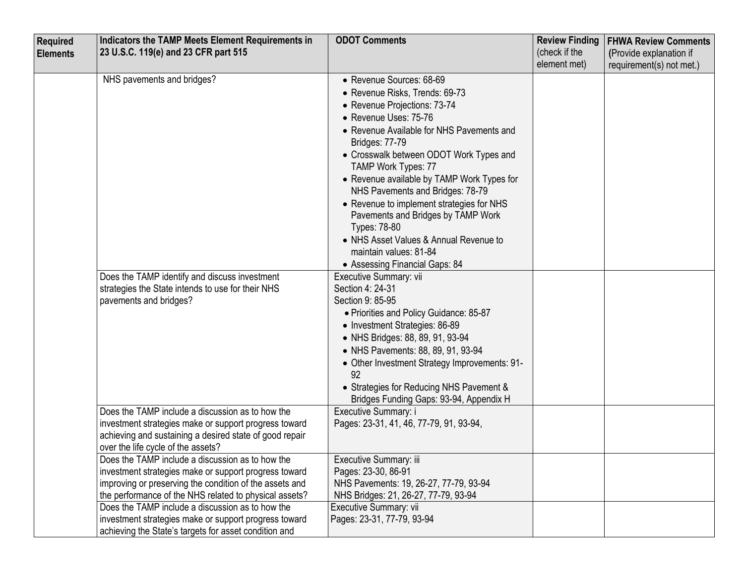| Required Elements | Indicators the TAMP Meets Element Requirements in 23 U.S.C. 119(e) and 23 CFR part 515 | ODOT Comments | Review Finding (check if the element met) | FHWA Review Comments (Provide explanation if requirement(s) not met.) |
|---|---|---|---|---|
| | NHS pavements and bridges? | • Revenue Sources: 68-69<br>• Revenue Risks, Trends: 69-73<br>• Revenue Projections: 73-74<br>• Revenue Uses: 75-76<br>• Revenue Available for NHS Pavements and Bridges: 77-79<br>• Crosswalk between ODOT Work Types and TAMP Work Types: 77<br>• Revenue available by TAMP Work Types for NHS Pavements and Bridges: 78-79<br>• Revenue to implement strategies for NHS Pavements and Bridges by TAMP Work Types: 78-80<br>• NHS Asset Values & Annual Revenue to maintain values: 81-84<br>• Assessing Financial Gaps: 84 | | |
| | Does the TAMP identify and discuss investment strategies the State intends to use for their NHS pavements and bridges? | Executive Summary: vii<br>Section 4: 24-31<br>Section 9: 85-95<br>• Priorities and Policy Guidance: 85-87<br>• Investment Strategies: 86-89<br>• NHS Bridges: 88, 89, 91, 93-94<br>• NHS Pavements: 88, 89, 91, 93-94<br>• Other Investment Strategy Improvements: 91-92<br>• Strategies for Reducing NHS Pavement & Bridges Funding Gaps: 93-94, Appendix H | | |
| | Does the TAMP include a discussion as to how the investment strategies make or support progress toward achieving and sustaining a desired state of good repair over the life cycle of the assets? | Executive Summary: i<br>Pages: 23-31, 41, 46, 77-79, 91, 93-94, | | |
| | Does the TAMP include a discussion as to how the investment strategies make or support progress toward improving or preserving the condition of the assets and the performance of the NHS related to physical assets? | Executive Summary: iii<br>Pages: 23-30, 86-91<br>NHS Pavements: 19, 26-27, 77-79, 93-94<br>NHS Bridges: 21, 26-27, 77-79, 93-94 | | |
| | Does the TAMP include a discussion as to how the investment strategies make or support progress toward achieving the State's targets for asset condition and | Executive Summary: vii<br>Pages: 23-31, 77-79, 93-94 | | |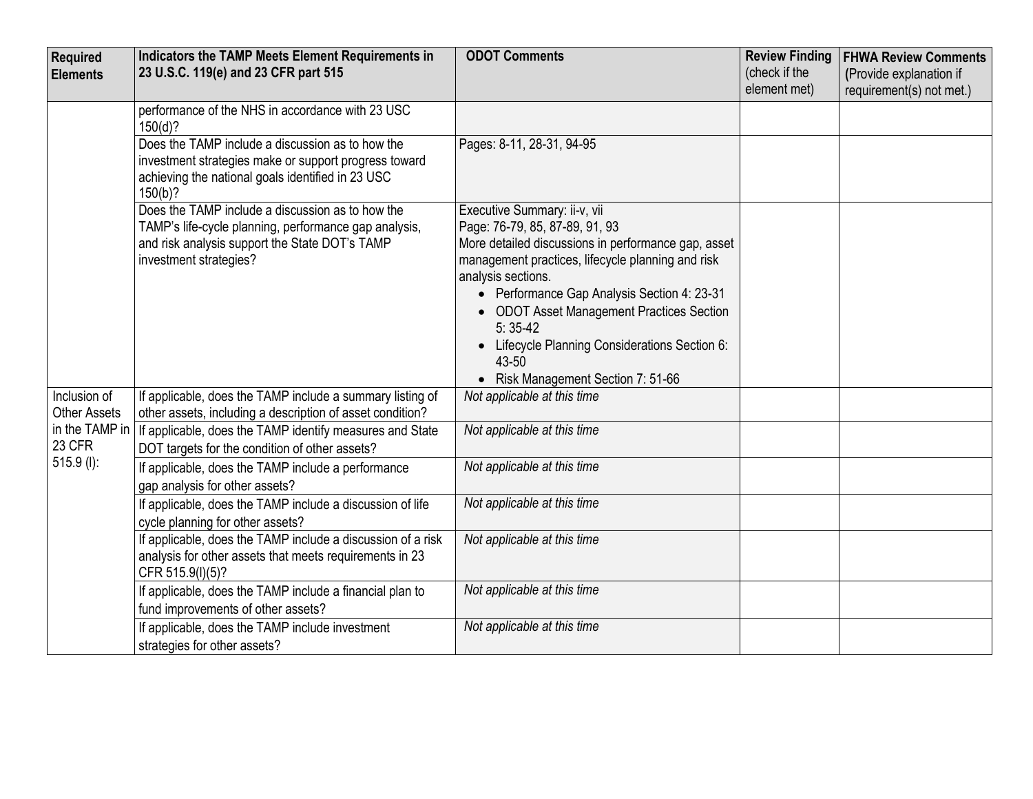| Required Elements | Indicators the TAMP Meets Element Requirements in 23 U.S.C. 119(e) and 23 CFR part 515 | ODOT Comments | Review Finding (check if the element met) | FHWA Review Comments (Provide explanation if requirement(s) not met.) |
|---|---|---|---|---|
| | performance of the NHS in accordance with 23 USC 150(d)? | | | |
| | Does the TAMP include a discussion as to how the investment strategies make or support progress toward achieving the national goals identified in 23 USC 150(b)? | Pages: 8-11, 28-31, 94-95 | | |
| | Does the TAMP include a discussion as to how the TAMP's life-cycle planning, performance gap analysis, and risk analysis support the State DOT's TAMP investment strategies? | Executive Summary: ii-v, vii<br>Page: 76-79, 85, 87-89, 91, 93<br>More detailed discussions in performance gap, asset management practices, lifecycle planning and risk analysis sections.<br>• Performance Gap Analysis Section 4: 23-31<br>• ODOT Asset Management Practices Section 5: 35-42<br>• Lifecycle Planning Considerations Section 6: 43-50<br>• Risk Management Section 7: 51-66 | | |
| Inclusion of Other Assets in the TAMP in 23 CFR 515.9 (l): | If applicable, does the TAMP include a summary listing of other assets, including a description of asset condition? | *Not applicable at this time* | | |
| | If applicable, does the TAMP identify measures and State DOT targets for the condition of other assets? | *Not applicable at this time* | | |
| | If applicable, does the TAMP include a performance gap analysis for other assets? | *Not applicable at this time* | | |
| | If applicable, does the TAMP include a discussion of life cycle planning for other assets? | *Not applicable at this time* | | |
| | If applicable, does the TAMP include a discussion of a risk analysis for other assets that meets requirements in 23 CFR 515.9(l)(5)? | *Not applicable at this time* | | |
| | If applicable, does the TAMP include a financial plan to fund improvements of other assets? | *Not applicable at this time* | | |
| | If applicable, does the TAMP include investment strategies for other assets? | *Not applicable at this time* | | |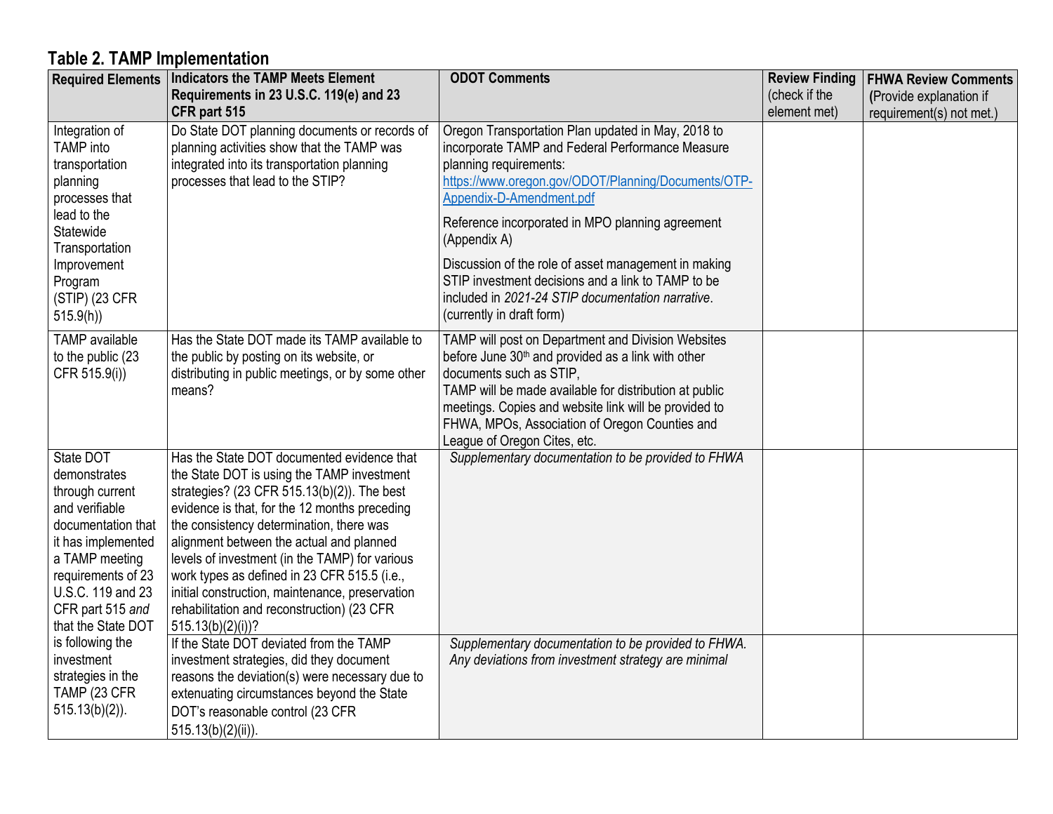## Table 2. TAMP Implementation

| Required Elements | Indicators the TAMP Meets Element Requirements in 23 U.S.C. 119(e) and 23 CFR part 515 | ODOT Comments | Review Finding (check if the element met) | FHWA Review Comments (Provide explanation if requirement(s) not met.) |
|---|---|---|---|---|
| Integration of TAMP into transportation planning processes that lead to the Statewide Transportation Improvement Program (STIP) (23 CFR 515.9(h)) | Do State DOT planning documents or records of planning activities show that the TAMP was integrated into its transportation planning processes that lead to the STIP? | Oregon Transportation Plan updated in May, 2018 to incorporate TAMP and Federal Performance Measure planning requirements: [https://www.oregon.gov/ODOT/Planning/Documents/OTP-Appendix-D-Amendment.pdf](https://www.oregon.gov/ODOT/Planning/Documents/OTP-Appendix-D-Amendment.pdf)<br><br>Reference incorporated in MPO planning agreement (Appendix A)<br><br>Discussion of the role of asset management in making STIP investment decisions and a link to TAMP to be included in *2021-24 STIP documentation narrative*. (currently in draft form) | | |
| TAMP available to the public (23 CFR 515.9(i)) | Has the State DOT made its TAMP available to the public by posting on its website, or distributing in public meetings, or by some other means? | TAMP will post on Department and Division Websites before June 30th and provided as a link with other documents such as STIP,<br>TAMP will be made available for distribution at public meetings. Copies and website link will be provided to FHWA, MPOs, Association of Oregon Counties and League of Oregon Cites, etc. | | |
| State DOT demonstrates through current and verifiable documentation that it has implemented a TAMP meeting requirements of 23 U.S.C. 119 and 23 CFR part 515 *and* that the State DOT is following the investment strategies in the TAMP (23 CFR 515.13(b)(2)). | Has the State DOT documented evidence that the State DOT is using the TAMP investment strategies? (23 CFR 515.13(b)(2)). The best evidence is that, for the 12 months preceding the consistency determination, there was alignment between the actual and planned levels of investment (in the TAMP) for various work types as defined in 23 CFR 515.5 (i.e., initial construction, maintenance, preservation rehabilitation and reconstruction) (23 CFR 515.13(b)(2)(i))? | *Supplementary documentation to be provided to FHWA* | | |
| | If the State DOT deviated from the TAMP investment strategies, did they document reasons the deviation(s) were necessary due to extenuating circumstances beyond the State DOT's reasonable control (23 CFR 515.13(b)(2)(ii)). | *Supplementary documentation to be provided to FHWA. Any deviations from investment strategy are minimal* | | |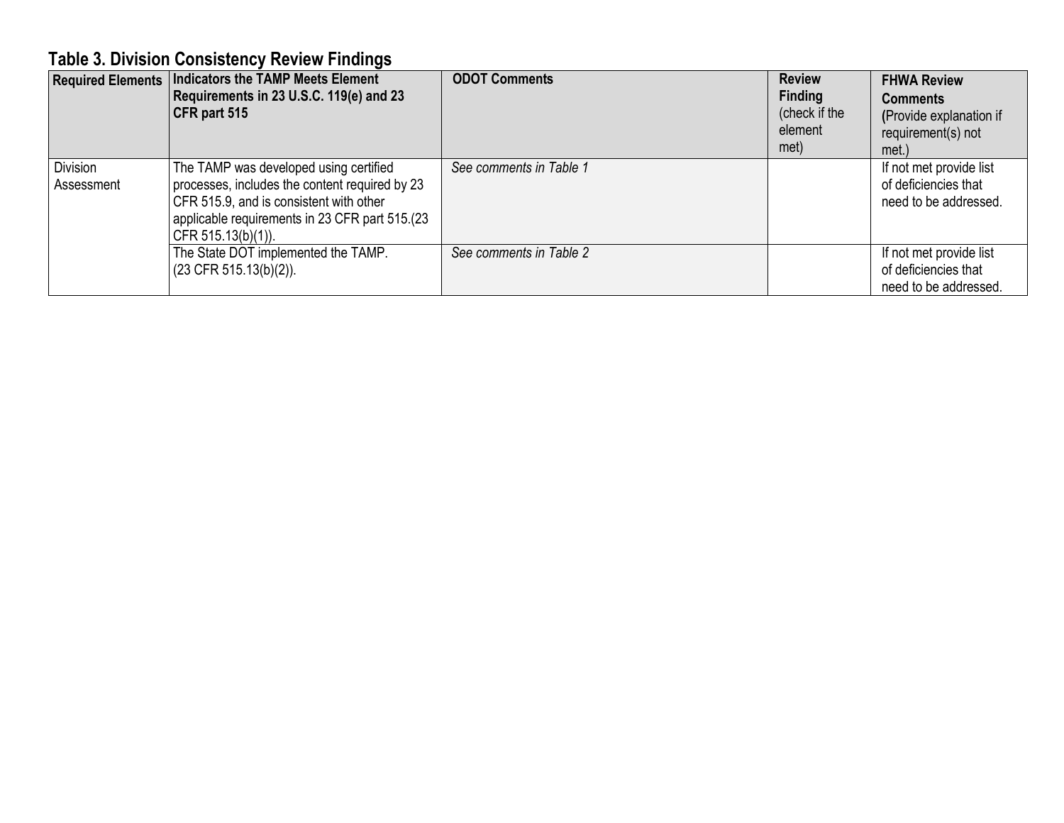### Table 3. Division Consistency Review Findings

| Required Elements | Indicators the TAMP Meets Element Requirements in 23 U.S.C. 119(e) and 23 CFR part 515 | ODOT Comments | Review Finding (check if the element met) | FHWA Review Comments (Provide explanation if requirement(s) not met.) |
|---|---|---|---|---|
| Division Assessment | The TAMP was developed using certified processes, includes the content required by 23 CFR 515.9, and is consistent with other applicable requirements in 23 CFR part 515.(23 CFR 515.13(b)(1)). | *See comments in Table 1* | | If not met provide list of deficiencies that need to be addressed. |
| | The State DOT implemented the TAMP. (23 CFR 515.13(b)(2)). | *See comments in Table 2* | | If not met provide list of deficiencies that need to be addressed. |